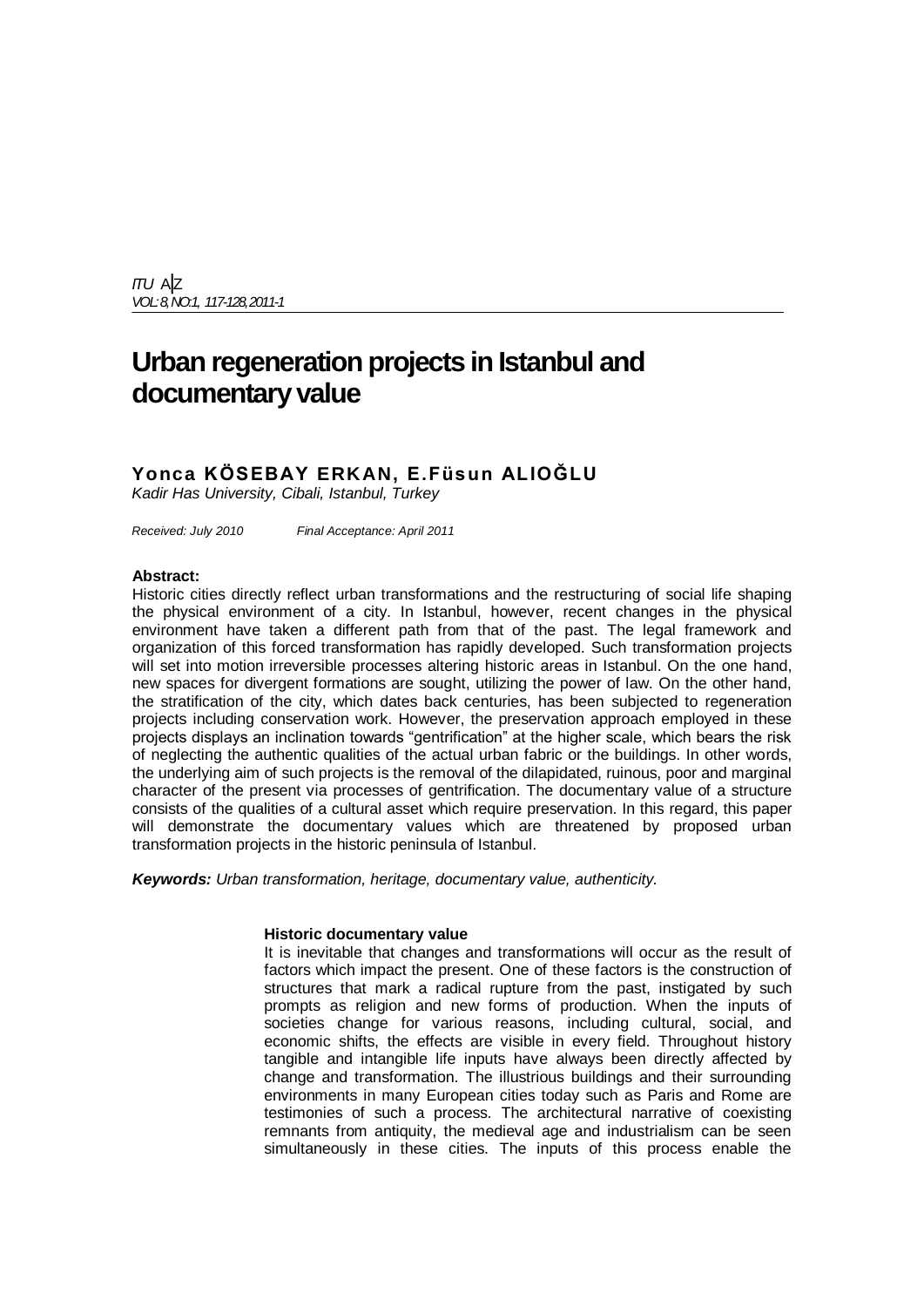# Urban regeneration projects in Istanbul and documentary value

**Yonca KÖSEBAY ERKAN, E.Füsun ALIOĞLU**

*Kadir Has University, Cibali, Istanbul, Turkey*

*Received: July 2010 Final Acceptance: April 2011*

**Abstract:**

Historic cities directly reflect urban transformations and the restructuring of social life shaping the physical environment of a city. In Istanbul, however, recent changes in the physical environment have taken a different path from that of the past. The legal framework and organization of this forced transformation has rapidly developed. Such transformation projects will set into motion irreversible processes altering historic areas in Istanbul. On the one hand, new spaces for divergent formations are sought, utilizing the power of law. On the other hand, the stratification of the city, which dates back centuries, has been subjected to regeneration projects including conservation work. However, the preservation approach employed in these projects displays an inclination towards "gentrification" at the higher scale, which bears the risk of neglecting the authentic qualities of the actual urban fabric or the buildings. In other words, the underlying aim of such projects is the removal of the dilapidated, ruinous, poor and marginal character of the present via processes of gentrification. The documentary value of a structure consists of the qualities of a cultural asset which require preservation. In this regard, this paper will demonstrate the documentary values which are threatened by proposed urban transformation projects in the historic peninsula of Istanbul.

***Keywords:*** *Urban transformation, heritage, documentary value, authenticity.*

## Historic documentary value

It is inevitable that changes and transformations will occur as the result of factors which impact the present. One of these factors is the construction of structures that mark a radical rupture from the past, instigated by such prompts as religion and new forms of production. When the inputs of societies change for various reasons, including cultural, social, and economic shifts, the effects are visible in every field. Throughout history tangible and intangible life inputs have always been directly affected by change and transformation. The illustrious buildings and their surrounding environments in many European cities today such as Paris and Rome are testimonies of such a process. The architectural narrative of coexisting remnants from antiquity, the medieval age and industrialism can be seen simultaneously in these cities. The inputs of this process enable the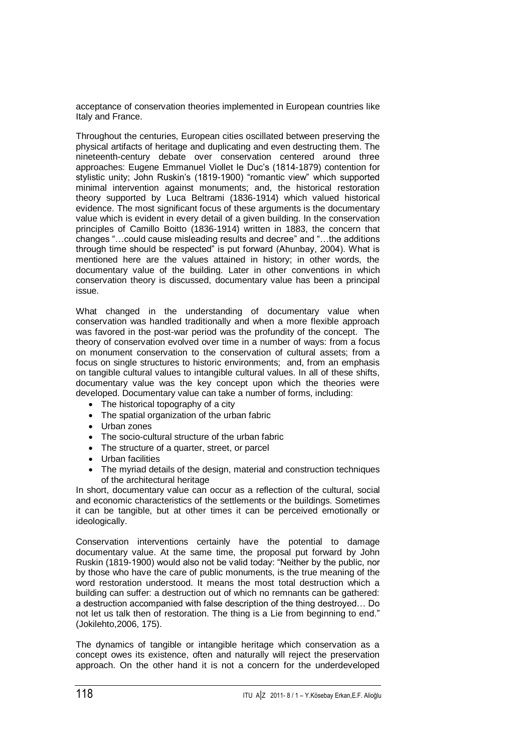acceptance of conservation theories implemented in European countries like Italy and France.

Throughout the centuries, European cities oscillated between preserving the physical artifacts of heritage and duplicating and even destructing them. The nineteenth-century debate over conservation centered around three approaches: Eugene Emmanuel Viollet le Duc's (1814-1879) contention for stylistic unity; John Ruskin's (1819-1900) "romantic view" which supported minimal intervention against monuments; and, the historical restoration theory supported by Luca Beltrami (1836-1914) which valued historical evidence. The most significant focus of these arguments is the documentary value which is evident in every detail of a given building. In the conservation principles of Camillo Boitto (1836-1914) written in 1883, the concern that changes "…could cause misleading results and decree" and "…the additions through time should be respected" is put forward (Ahunbay, 2004). What is mentioned here are the values attained in history; in other words, the documentary value of the building. Later in other conventions in which conservation theory is discussed, documentary value has been a principal issue.

What changed in the understanding of documentary value when conservation was handled traditionally and when a more flexible approach was favored in the post-war period was the profundity of the concept. The theory of conservation evolved over time in a number of ways: from a focus on monument conservation to the conservation of cultural assets; from a focus on single structures to historic environments; and, from an emphasis on tangible cultural values to intangible cultural values. In all of these shifts, documentary value was the key concept upon which the theories were developed. Documentary value can take a number of forms, including:

- The historical topography of a city
- The spatial organization of the urban fabric
- Urban zones
- The socio-cultural structure of the urban fabric
- The structure of a quarter, street, or parcel
- Urban facilities
- The myriad details of the design, material and construction techniques of the architectural heritage

In short, documentary value can occur as a reflection of the cultural, social and economic characteristics of the settlements or the buildings. Sometimes it can be tangible, but at other times it can be perceived emotionally or ideologically.

Conservation interventions certainly have the potential to damage documentary value. At the same time, the proposal put forward by John Ruskin (1819-1900) would also not be valid today: "Neither by the public, nor by those who have the care of public monuments, is the true meaning of the word restoration understood. It means the most total destruction which a building can suffer: a destruction out of which no remnants can be gathered: a destruction accompanied with false description of the thing destroyed… Do not let us talk then of restoration. The thing is a Lie from beginning to end." (Jokilehto,2006, 175).

The dynamics of tangible or intangible heritage which conservation as a concept owes its existence, often and naturally will reject the preservation approach. On the other hand it is not a concern for the underdeveloped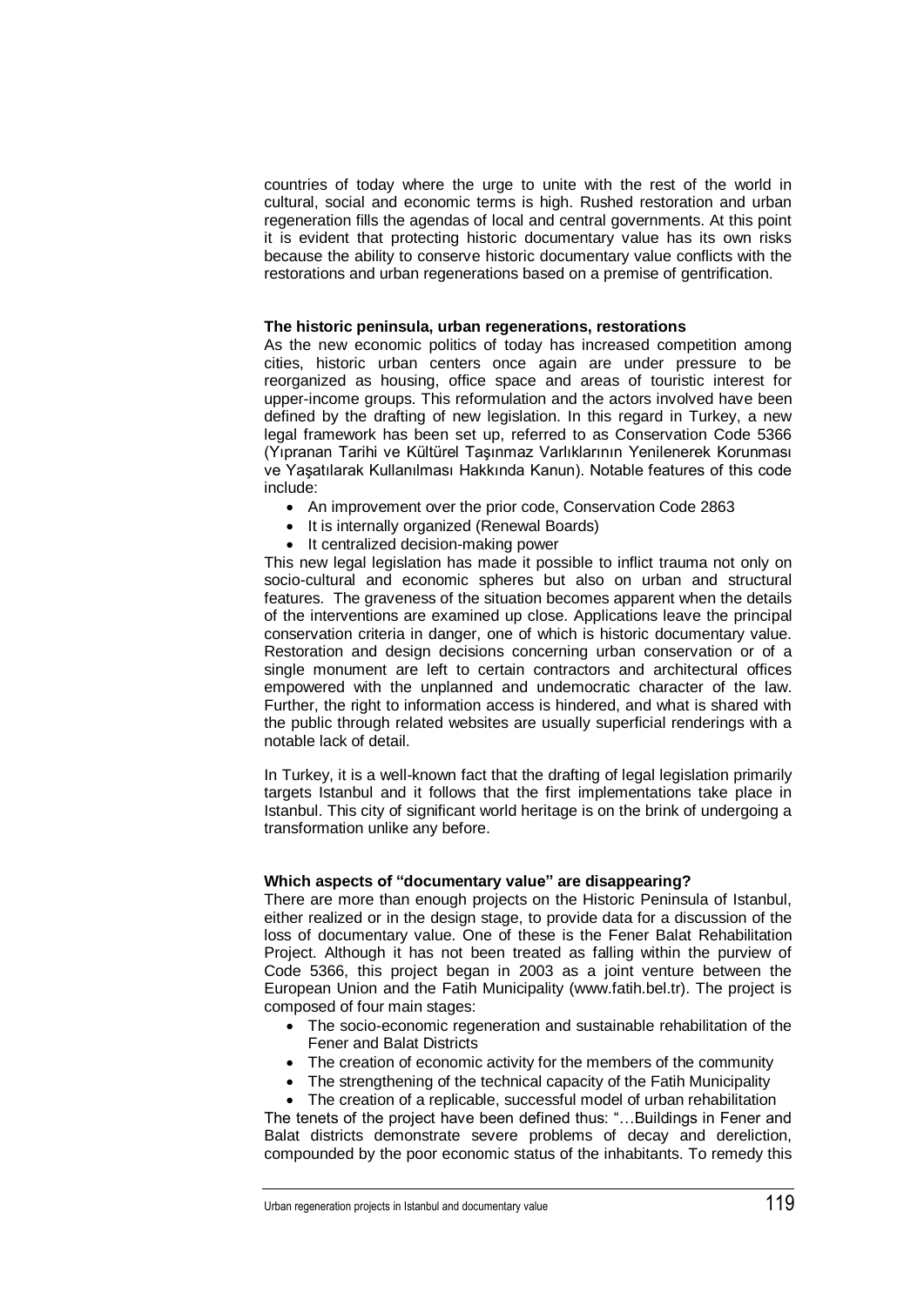countries of today where the urge to unite with the rest of the world in cultural, social and economic terms is high. Rushed restoration and urban regeneration fills the agendas of local and central governments. At this point it is evident that protecting historic documentary value has its own risks because the ability to conserve historic documentary value conflicts with the restorations and urban regenerations based on a premise of gentrification.

### The historic peninsula, urban regenerations, restorations

As the new economic politics of today has increased competition among cities, historic urban centers once again are under pressure to be reorganized as housing, office space and areas of touristic interest for upper-income groups. This reformulation and the actors involved have been defined by the drafting of new legislation. In this regard in Turkey, a new legal framework has been set up, referred to as Conservation Code 5366 (Yıpranan Tarihi ve Kültürel Taşınmaz Varlıklarının Yenilenerek Korunması ve Yaşatılarak Kullanılması Hakkında Kanun). Notable features of this code include:

- An improvement over the prior code, Conservation Code 2863
- It is internally organized (Renewal Boards)
- It centralized decision-making power

This new legal legislation has made it possible to inflict trauma not only on socio-cultural and economic spheres but also on urban and structural features. The graveness of the situation becomes apparent when the details of the interventions are examined up close. Applications leave the principal conservation criteria in danger, one of which is historic documentary value. Restoration and design decisions concerning urban conservation or of a single monument are left to certain contractors and architectural offices empowered with the unplanned and undemocratic character of the law. Further, the right to information access is hindered, and what is shared with the public through related websites are usually superficial renderings with a notable lack of detail.

In Turkey, it is a well-known fact that the drafting of legal legislation primarily targets Istanbul and it follows that the first implementations take place in Istanbul. This city of significant world heritage is on the brink of undergoing a transformation unlike any before.

### Which aspects of "documentary value" are disappearing?

There are more than enough projects on the Historic Peninsula of Istanbul, either realized or in the design stage, to provide data for a discussion of the loss of documentary value. One of these is the Fener Balat Rehabilitation Project. Although it has not been treated as falling within the purview of Code 5366, this project began in 2003 as a joint venture between the European Union and the Fatih Municipality (www.fatih.bel.tr). The project is composed of four main stages:

- The socio-economic regeneration and sustainable rehabilitation of the Fener and Balat Districts
- The creation of economic activity for the members of the community
- The strengthening of the technical capacity of the Fatih Municipality
- The creation of a replicable, successful model of urban rehabilitation

The tenets of the project have been defined thus: "…Buildings in Fener and Balat districts demonstrate severe problems of decay and dereliction, compounded by the poor economic status of the inhabitants. To remedy this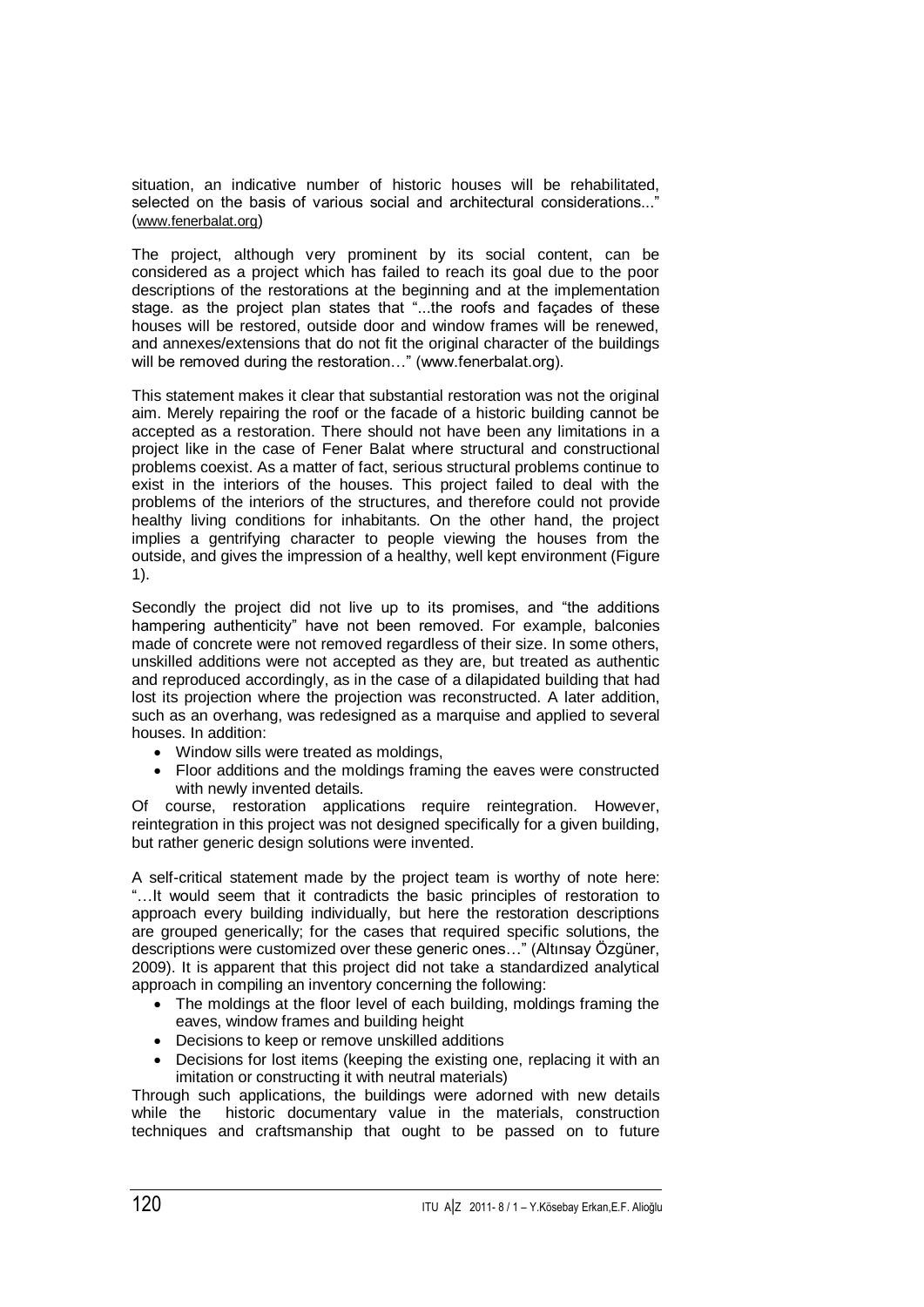situation, an indicative number of historic houses will be rehabilitated, selected on the basis of various social and architectural considerations..." (www.fenerbalat.org)

The project, although very prominent by its social content, can be considered as a project which has failed to reach its goal due to the poor descriptions of the restorations at the beginning and at the implementation stage. as the project plan states that "...the roofs and façades of these houses will be restored, outside door and window frames will be renewed, and annexes/extensions that do not fit the original character of the buildings will be removed during the restoration…" (www.fenerbalat.org).

This statement makes it clear that substantial restoration was not the original aim. Merely repairing the roof or the facade of a historic building cannot be accepted as a restoration. There should not have been any limitations in a project like in the case of Fener Balat where structural and constructional problems coexist. As a matter of fact, serious structural problems continue to exist in the interiors of the houses. This project failed to deal with the problems of the interiors of the structures, and therefore could not provide healthy living conditions for inhabitants. On the other hand, the project implies a gentrifying character to people viewing the houses from the outside, and gives the impression of a healthy, well kept environment (Figure 1).

Secondly the project did not live up to its promises, and "the additions hampering authenticity" have not been removed. For example, balconies made of concrete were not removed regardless of their size. In some others, unskilled additions were not accepted as they are, but treated as authentic and reproduced accordingly, as in the case of a dilapidated building that had lost its projection where the projection was reconstructed. A later addition, such as an overhang, was redesigned as a marquise and applied to several houses. In addition:

- Window sills were treated as moldings,
- Floor additions and the moldings framing the eaves were constructed with newly invented details.

Of course, restoration applications require reintegration. However, reintegration in this project was not designed specifically for a given building, but rather generic design solutions were invented.

A self-critical statement made by the project team is worthy of note here: "…It would seem that it contradicts the basic principles of restoration to approach every building individually, but here the restoration descriptions are grouped generically; for the cases that required specific solutions, the descriptions were customized over these generic ones…" (Altınsay Özgüner, 2009). It is apparent that this project did not take a standardized analytical approach in compiling an inventory concerning the following:

- The moldings at the floor level of each building, moldings framing the eaves, window frames and building height
- Decisions to keep or remove unskilled additions
- Decisions for lost items (keeping the existing one, replacing it with an imitation or constructing it with neutral materials)

Through such applications, the buildings were adorned with new details while the historic documentary value in the materials, construction techniques and craftsmanship that ought to be passed on to future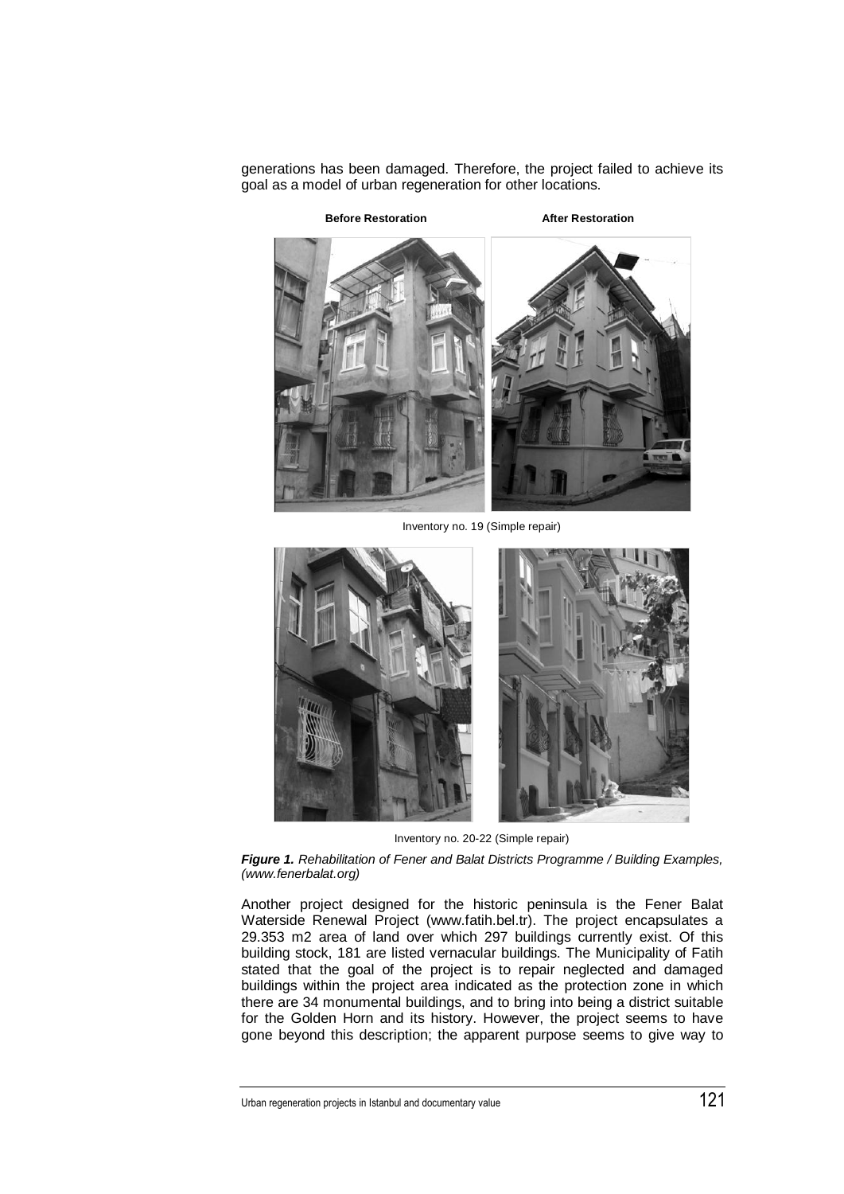generations has been damaged. Therefore, the project failed to achieve its goal as a model of urban regeneration for other locations.

**Before Restoration** **After Restoration**

Inventory no. 19 (Simple repair)

Inventory no. 20-22 (Simple repair)

***Figure 1.*** *Rehabilitation of Fener and Balat Districts Programme / Building Examples, (www.fenerbalat.org)*

Another project designed for the historic peninsula is the Fener Balat Waterside Renewal Project (www.fatih.bel.tr). The project encapsulates a 29.353 m2 area of land over which 297 buildings currently exist. Of this building stock, 181 are listed vernacular buildings. The Municipality of Fatih stated that the goal of the project is to repair neglected and damaged buildings within the project area indicated as the protection zone in which there are 34 monumental buildings, and to bring into being a district suitable for the Golden Horn and its history. However, the project seems to have gone beyond this description; the apparent purpose seems to give way to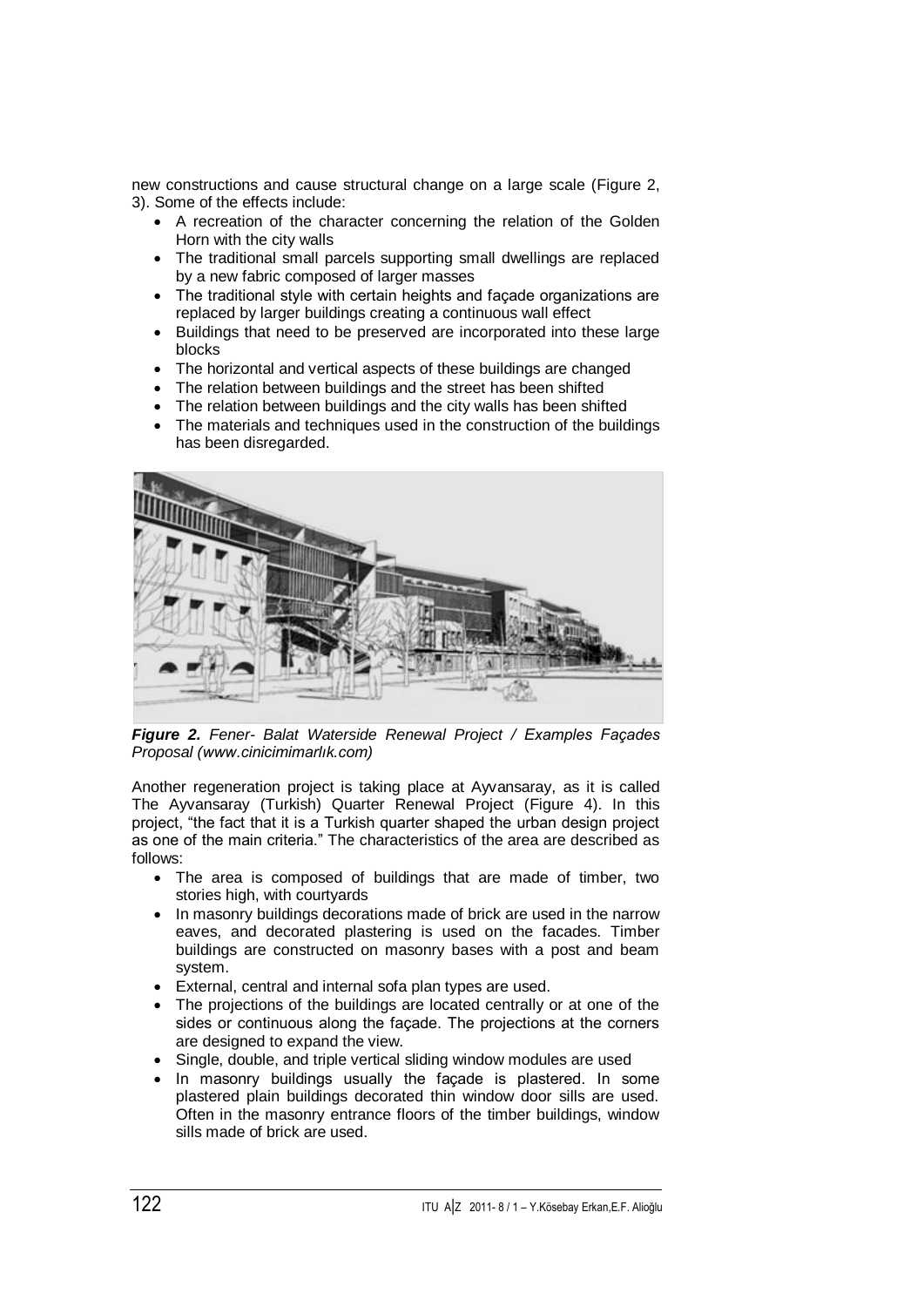new constructions and cause structural change on a large scale (Figure 2, 3). Some of the effects include:

- A recreation of the character concerning the relation of the Golden Horn with the city walls
- The traditional small parcels supporting small dwellings are replaced by a new fabric composed of larger masses
- The traditional style with certain heights and façade organizations are replaced by larger buildings creating a continuous wall effect
- Buildings that need to be preserved are incorporated into these large blocks
- The horizontal and vertical aspects of these buildings are changed
- The relation between buildings and the street has been shifted
- The relation between buildings and the city walls has been shifted
- The materials and techniques used in the construction of the buildings has been disregarded.

***Figure 2.*** *Fener- Balat Waterside Renewal Project / Examples Façades Proposal (www.cinicimimarlık.com)*

Another regeneration project is taking place at Ayvansaray, as it is called The Ayvansaray (Turkish) Quarter Renewal Project (Figure 4). In this project, "the fact that it is a Turkish quarter shaped the urban design project as one of the main criteria." The characteristics of the area are described as follows:

- The area is composed of buildings that are made of timber, two stories high, with courtyards
- In masonry buildings decorations made of brick are used in the narrow eaves, and decorated plastering is used on the facades. Timber buildings are constructed on masonry bases with a post and beam system.
- External, central and internal sofa plan types are used.
- The projections of the buildings are located centrally or at one of the sides or continuous along the façade. The projections at the corners are designed to expand the view.
- Single, double, and triple vertical sliding window modules are used
- In masonry buildings usually the façade is plastered. In some plastered plain buildings decorated thin window door sills are used. Often in the masonry entrance floors of the timber buildings, window sills made of brick are used.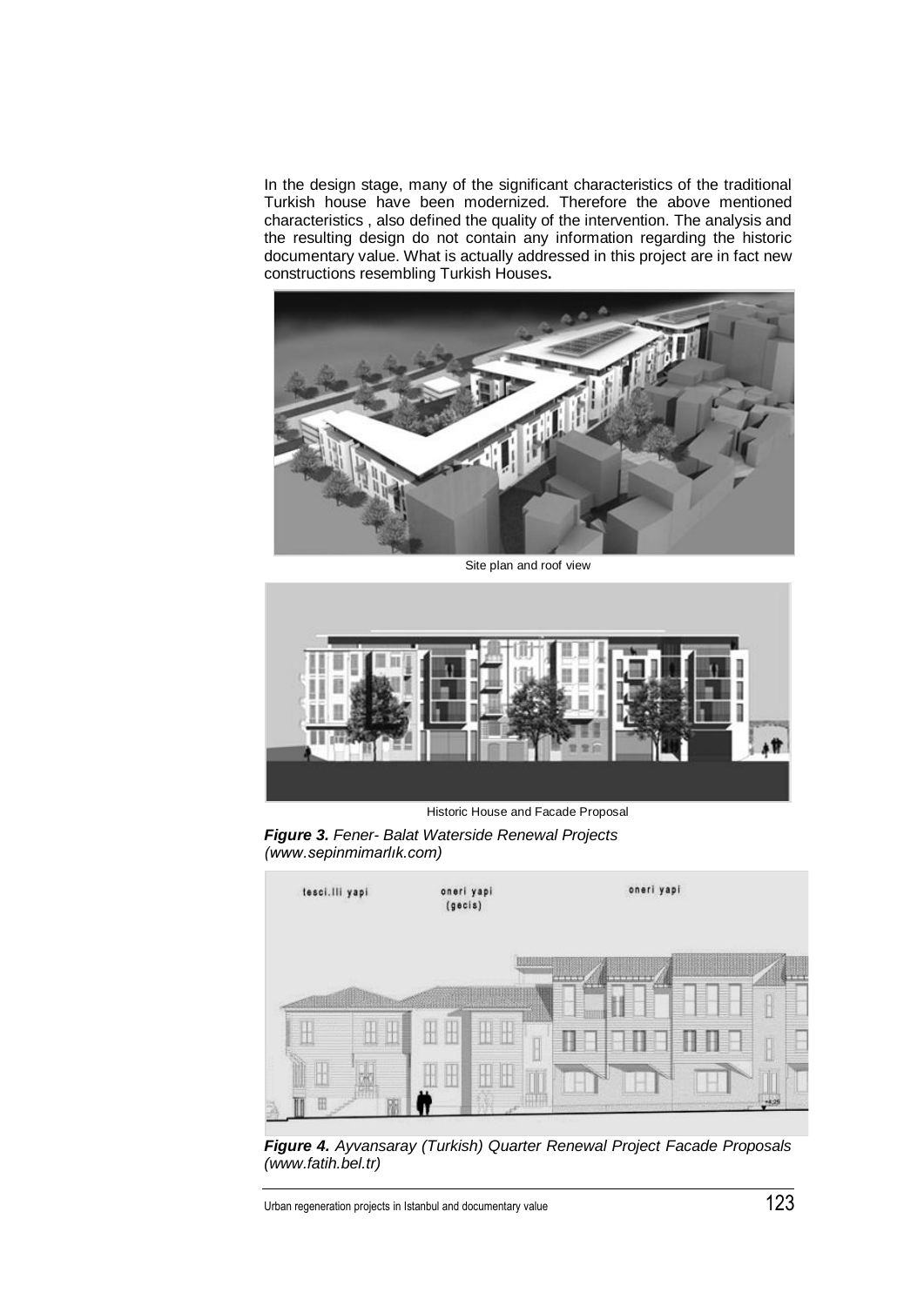In the design stage, many of the significant characteristics of the traditional Turkish house have been modernized. Therefore the above mentioned characteristics , also defined the quality of the intervention. The analysis and the resulting design do not contain any information regarding the historic documentary value. What is actually addressed in this project are in fact new constructions resembling Turkish Houses**.**

Site plan and roof view

Historic House and Facade Proposal

***Figure 3.*** *Fener- Balat Waterside Renewal Projects (www.sepinmimarlık.com)*

***Figure 4.*** *Ayvansaray (Turkish) Quarter Renewal Project Facade Proposals (www.fatih.bel.tr)*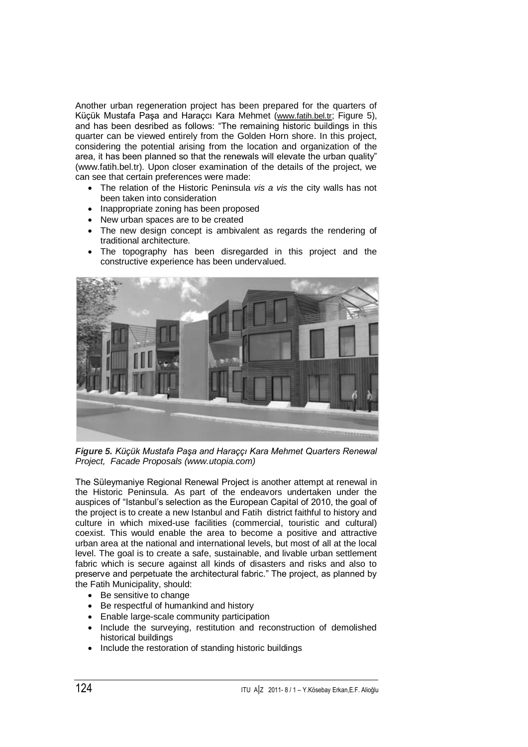Another urban regeneration project has been prepared for the quarters of Küçük Mustafa Paşa and Haraçcı Kara Mehmet (www.fatih.bel.tr; Figure 5), and has been desribed as follows: "The remaining historic buildings in this quarter can be viewed entirely from the Golden Horn shore. In this project, considering the potential arising from the location and organization of the area, it has been planned so that the renewals will elevate the urban quality" (www.fatih.bel.tr). Upon closer examination of the details of the project, we can see that certain preferences were made:

- The relation of the Historic Peninsula *vis a vis* the city walls has not been taken into consideration
- Inappropriate zoning has been proposed
- New urban spaces are to be created
- The new design concept is ambivalent as regards the rendering of traditional architecture.
- The topography has been disregarded in this project and the constructive experience has been undervalued.

***Figure 5.*** *Küçük Mustafa Paşa and Haraççı Kara Mehmet Quarters Renewal Project, Facade Proposals (www.utopia.com)*

The Süleymaniye Regional Renewal Project is another attempt at renewal in the Historic Peninsula. As part of the endeavors undertaken under the auspices of "Istanbul's selection as the European Capital of 2010, the goal of the project is to create a new Istanbul and Fatih district faithful to history and culture in which mixed-use facilities (commercial, touristic and cultural) coexist. This would enable the area to become a positive and attractive urban area at the national and international levels, but most of all at the local level. The goal is to create a safe, sustainable, and livable urban settlement fabric which is secure against all kinds of disasters and risks and also to preserve and perpetuate the architectural fabric." The project, as planned by the Fatih Municipality, should:

- Be sensitive to change
- Be respectful of humankind and history
- Enable large-scale community participation
- Include the surveying, restitution and reconstruction of demolished historical buildings
- Include the restoration of standing historic buildings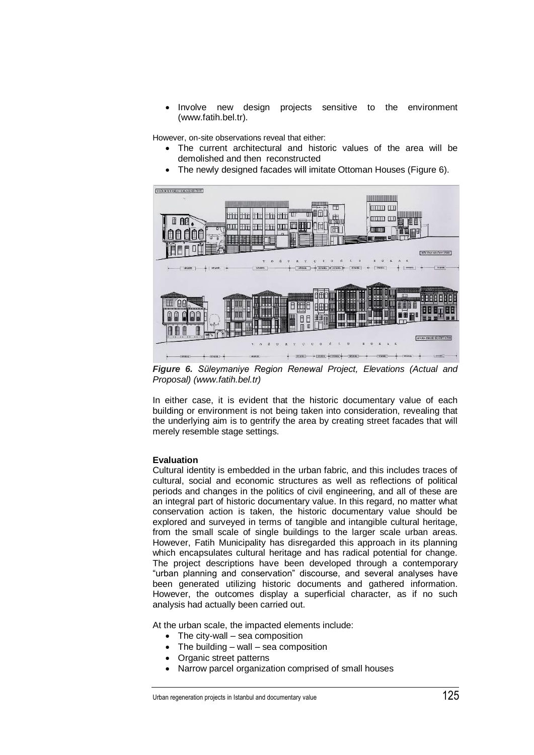- Involve new design projects sensitive to the environment (www.fatih.bel.tr).

However, on-site observations reveal that either:

- The current architectural and historic values of the area will be demolished and then reconstructed
- The newly designed facades will imitate Ottoman Houses (Figure 6).

***Figure 6.*** *Süleymaniye Region Renewal Project, Elevations (Actual and Proposal) (www.fatih.bel.tr)*

In either case, it is evident that the historic documentary value of each building or environment is not being taken into consideration, revealing that the underlying aim is to gentrify the area by creating street facades that will merely resemble stage settings.

**Evaluation**

Cultural identity is embedded in the urban fabric, and this includes traces of cultural, social and economic structures as well as reflections of political periods and changes in the politics of civil engineering, and all of these are an integral part of historic documentary value. In this regard, no matter what conservation action is taken, the historic documentary value should be explored and surveyed in terms of tangible and intangible cultural heritage, from the small scale of single buildings to the larger scale urban areas. However, Fatih Municipality has disregarded this approach in its planning which encapsulates cultural heritage and has radical potential for change. The project descriptions have been developed through a contemporary "urban planning and conservation" discourse, and several analyses have been generated utilizing historic documents and gathered information. However, the outcomes display a superficial character, as if no such analysis had actually been carried out.

At the urban scale, the impacted elements include:

- The city-wall – sea composition
- The building – wall – sea composition
- Organic street patterns
- Narrow parcel organization comprised of small houses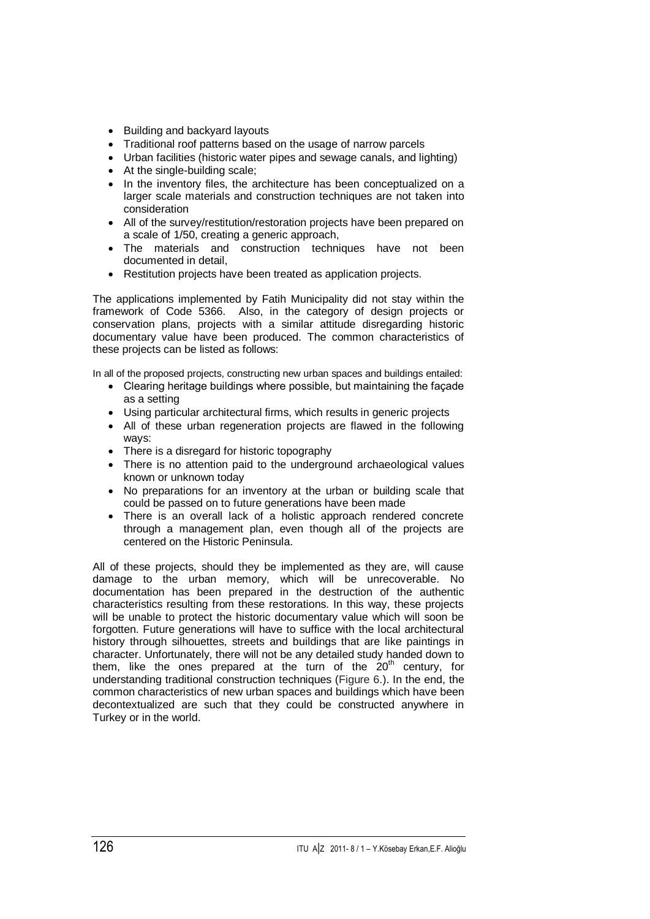- Building and backyard layouts
- Traditional roof patterns based on the usage of narrow parcels
- Urban facilities (historic water pipes and sewage canals, and lighting)
- At the single-building scale;
- In the inventory files, the architecture has been conceptualized on a larger scale materials and construction techniques are not taken into consideration
- All of the survey/restitution/restoration projects have been prepared on a scale of 1/50, creating a generic approach,
- The materials and construction techniques have not been documented in detail,
- Restitution projects have been treated as application projects.

The applications implemented by Fatih Municipality did not stay within the framework of Code 5366. Also, in the category of design projects or conservation plans, projects with a similar attitude disregarding historic documentary value have been produced. The common characteristics of these projects can be listed as follows:

In all of the proposed projects, constructing new urban spaces and buildings entailed:

- Clearing heritage buildings where possible, but maintaining the façade as a setting
- Using particular architectural firms, which results in generic projects
- All of these urban regeneration projects are flawed in the following ways:
- There is a disregard for historic topography
- There is no attention paid to the underground archaeological values known or unknown today
- No preparations for an inventory at the urban or building scale that could be passed on to future generations have been made
- There is an overall lack of a holistic approach rendered concrete through a management plan, even though all of the projects are centered on the Historic Peninsula.

All of these projects, should they be implemented as they are, will cause damage to the urban memory, which will be unrecoverable. No documentation has been prepared in the destruction of the authentic characteristics resulting from these restorations. In this way, these projects will be unable to protect the historic documentary value which will soon be forgotten. Future generations will have to suffice with the local architectural history through silhouettes, streets and buildings that are like paintings in character. Unfortunately, there will not be any detailed study handed down to them, like the ones prepared at the turn of the 20th century, for understanding traditional construction techniques (Figure 6.). In the end, the common characteristics of new urban spaces and buildings which have been decontextualized are such that they could be constructed anywhere in Turkey or in the world.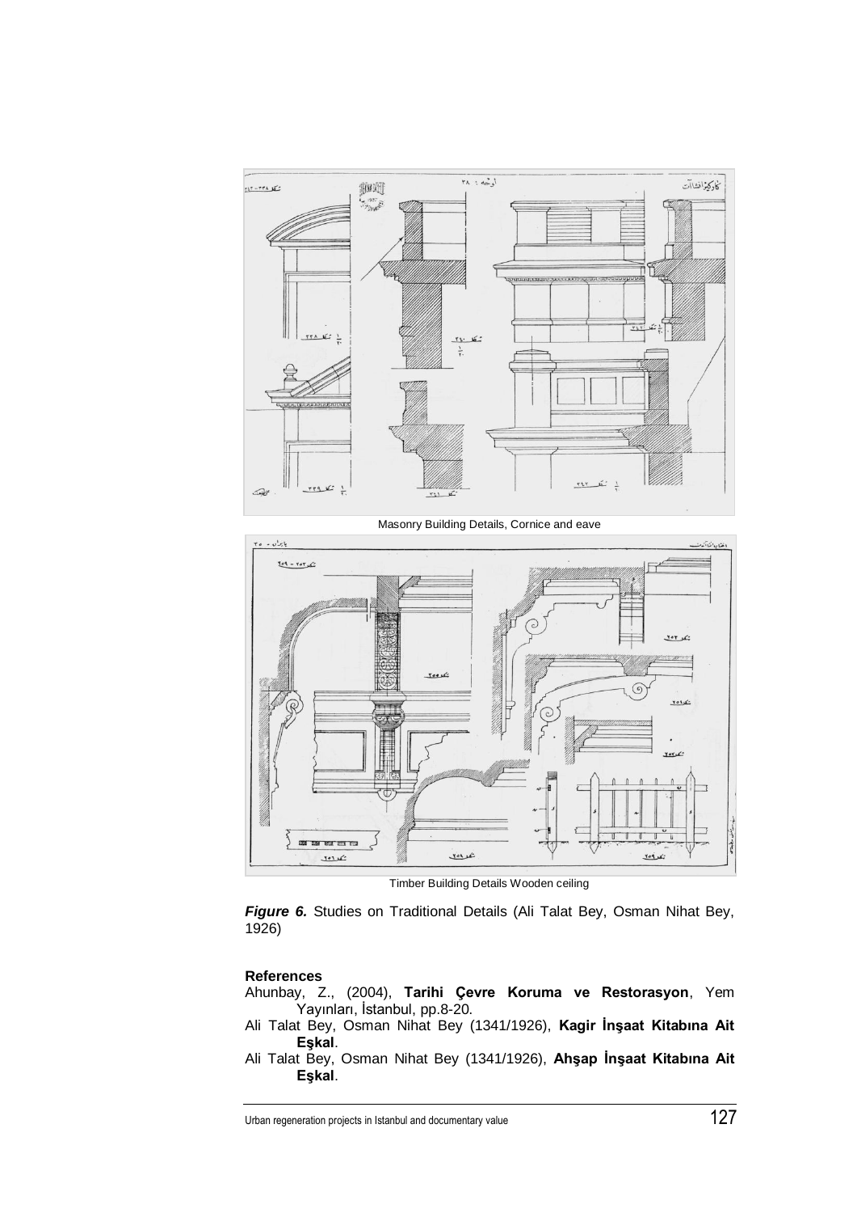Masonry Building Details, Cornice and eave

Timber Building Details Wooden ceiling

***Figure 6.*** Studies on Traditional Details (Ali Talat Bey, Osman Nihat Bey, 1926)

**References**

Ahunbay, Z., (2004), **Tarihi Çevre Koruma ve Restorasyon**, Yem Yayınları, İstanbul, pp.8-20.

Ali Talat Bey, Osman Nihat Bey (1341/1926), **Kagir İnşaat Kitabına Ait Eşkal**.

Ali Talat Bey, Osman Nihat Bey (1341/1926), **Ahşap İnşaat Kitabına Ait Eşkal**.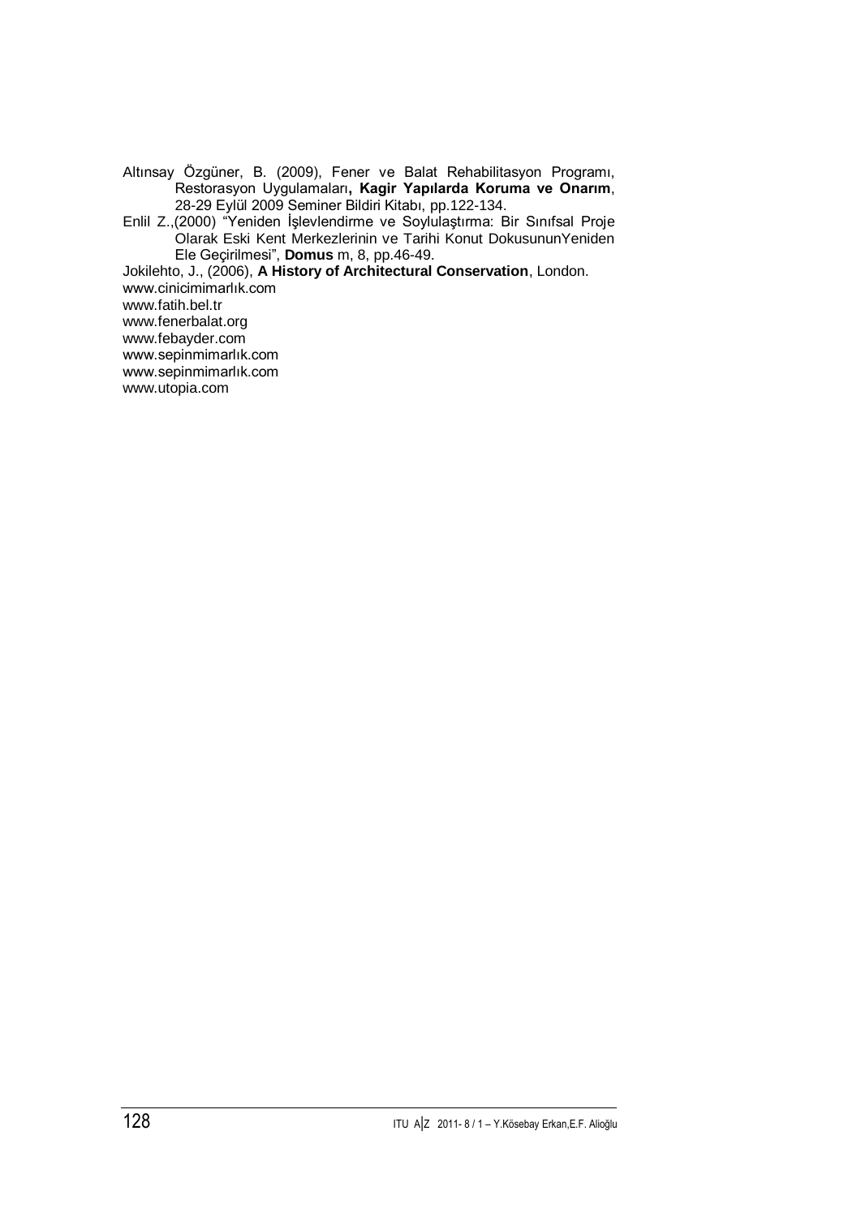Altınsay Özgüner, B. (2009), Fener ve Balat Rehabilitasyon Programı, Restorasyon Uygulamaları**, Kagir Yapılarda Koruma ve Onarım**, 28-29 Eylül 2009 Seminer Bildiri Kitabı, pp.122-134.

Enlil Z.,(2000) "Yeniden İşlevlendirme ve Soylulaştırma: Bir Sınıfsal Proje Olarak Eski Kent Merkezlerinin ve Tarihi Konut DokusununYeniden Ele Geçirilmesi", **Domus** m, 8, pp.46-49.

Jokilehto, J., (2006), **A History of Architectural Conservation**, London.

www.cinicimimarlık.com

www.fatih.bel.tr

www.fenerbalat.org

www.febayder.com

www.sepinmimarlık.com

www.sepinmimarlık.com

www.utopia.com